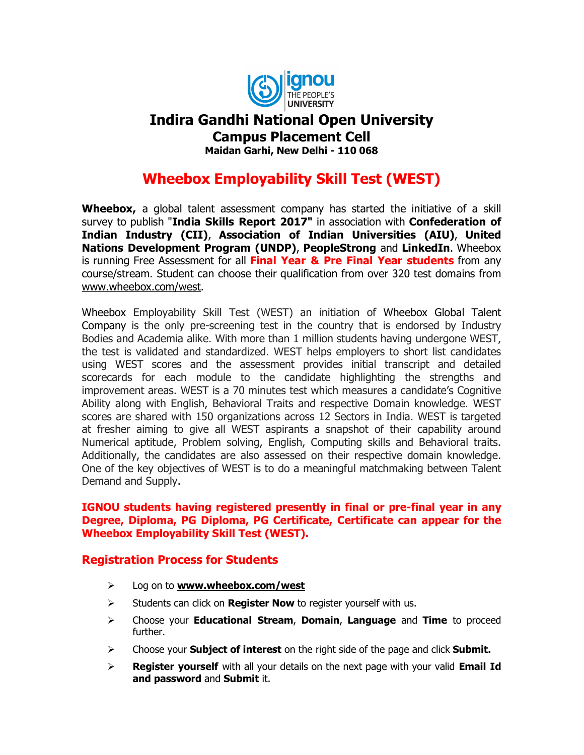# Indira Gandhi National Open University
## Campus Placement Cell
**Maidan Garhi, New Delhi - 110 068**

## Wheebox Employability Skill Test (WEST)

**Wheebox,** a global talent assessment company has started the initiative of a skill survey to publish "**India Skills Report 2017"** in association with **Confederation of Indian Industry (CII)**, **Association of Indian Universities (AIU)**, **United Nations Development Program (UNDP)**, **PeopleStrong** and **LinkedIn**. Wheebox is running Free Assessment for all **Final Year & Pre Final Year students** from any course/stream. Student can choose their qualification from over 320 test domains from www.wheebox.com/west.

Wheebox Employability Skill Test (WEST) an initiation of Wheebox Global Talent Company is the only pre-screening test in the country that is endorsed by Industry Bodies and Academia alike. With more than 1 million students having undergone WEST, the test is validated and standardized. WEST helps employers to short list candidates using WEST scores and the assessment provides initial transcript and detailed scorecards for each module to the candidate highlighting the strengths and improvement areas. WEST is a 70 minutes test which measures a candidate's Cognitive Ability along with English, Behavioral Traits and respective Domain knowledge. WEST scores are shared with 150 organizations across 12 Sectors in India. WEST is targeted at fresher aiming to give all WEST aspirants a snapshot of their capability around Numerical aptitude, Problem solving, English, Computing skills and Behavioral traits. Additionally, the candidates are also assessed on their respective domain knowledge. One of the key objectives of WEST is to do a meaningful matchmaking between Talent Demand and Supply.

**IGNOU students having registered presently in final or pre-final year in any Degree, Diploma, PG Diploma, PG Certificate, Certificate can appear for the Wheebox Employability Skill Test (WEST).**

### Registration Process for Students

- Log on to **www.wheebox.com/west**
- Students can click on **Register Now** to register yourself with us.
- Choose your **Educational Stream**, **Domain**, **Language** and **Time** to proceed further.
- Choose your **Subject of interest** on the right side of the page and click **Submit.**
- **Register yourself** with all your details on the next page with your valid **Email Id and password** and **Submit** it.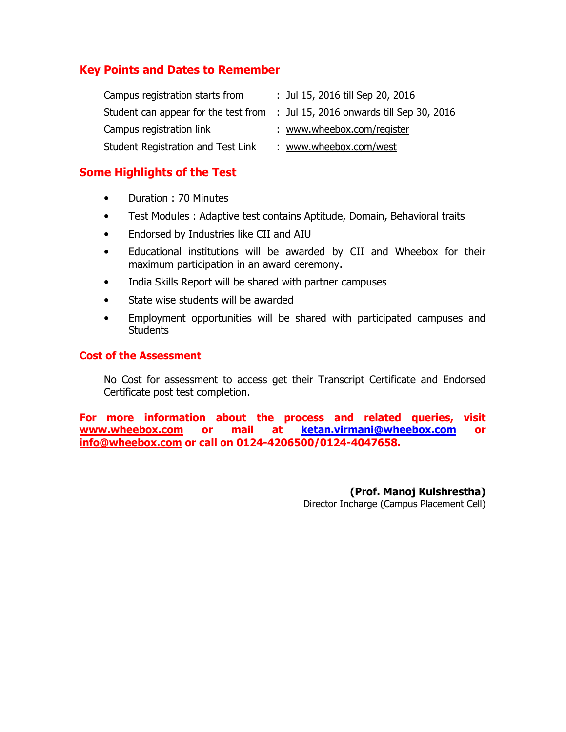## Key Points and Dates to Remember

| | | |
|---|---|---|
| Campus registration starts from | : | Jul 15, 2016 till Sep 20, 2016 |
| Student can appear for the test from | : | Jul 15, 2016 onwards till Sep 30, 2016 |
| Campus registration link | : | www.wheebox.com/register |
| Student Registration and Test Link | : | www.wheebox.com/west |

## Some Highlights of the Test

- Duration : 70 Minutes
- Test Modules : Adaptive test contains Aptitude, Domain, Behavioral traits
- Endorsed by Industries like CII and AIU
- Educational institutions will be awarded by CII and Wheebox for their maximum participation in an award ceremony.
- India Skills Report will be shared with partner campuses
- State wise students will be awarded
- Employment opportunities will be shared with participated campuses and Students

## Cost of the Assessment

No Cost for assessment to access get their Transcript Certificate and Endorsed Certificate post test completion.

**For more information about the process and related queries, visit www.wheebox.com or mail at ketan.virmani@wheebox.com or info@wheebox.com or call on 0124-4206500/0124-4047658.**

**(Prof. Manoj Kulshrestha)**
Director Incharge (Campus Placement Cell)